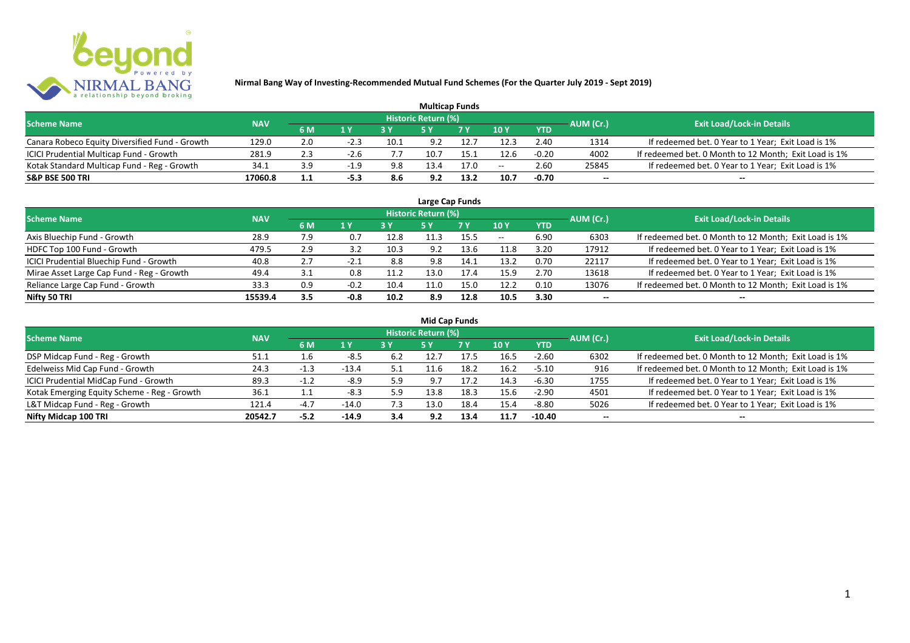# Nirmal Bang Way of Investing-Recommended Mutual Fund Schemes (For the Quarter July 2019 - Sept 2019)

## Multicap Funds

| Scheme Name | NAV | Historic Return (%) | | | | | | | AUM (Cr.) | Exit Load/Lock-in Details |
|---|---|---|---|---|---|---|---|---|---|---|
| | | 6 M | 1 Y | 3 Y | 5 Y | 7 Y | 10 Y | YTD | | |
| Canara Robeco Equity Diversified Fund - Growth | 129.0 | 2.0 | -2.3 | 10.1 | 9.2 | 12.7 | 12.3 | 2.40 | 1314 | If redeemed bet. 0 Year to 1 Year; Exit Load is 1% |
| ICICI Prudential Multicap Fund - Growth | 281.9 | 2.3 | -2.6 | 7.7 | 10.7 | 15.1 | 12.6 | -0.20 | 4002 | If redeemed bet. 0 Month to 12 Month; Exit Load is 1% |
| Kotak Standard Multicap Fund - Reg - Growth | 34.1 | 3.9 | -1.9 | 9.8 | 13.4 | 17.0 | -- | 2.60 | 25845 | If redeemed bet. 0 Year to 1 Year; Exit Load is 1% |
| **S&P BSE 500 TRI** | **17060.8** | **1.1** | **-5.3** | **8.6** | **9.2** | **13.2** | **10.7** | **-0.70** | -- | -- |

## Large Cap Funds

| Scheme Name | NAV | Historic Return (%) | | | | | | | AUM (Cr.) | Exit Load/Lock-in Details |
|---|---|---|---|---|---|---|---|---|---|---|
| | | 6 M | 1 Y | 3 Y | 5 Y | 7 Y | 10 Y | YTD | | |
| Axis Bluechip Fund - Growth | 28.9 | 7.9 | 0.7 | 12.8 | 11.3 | 15.5 | -- | 6.90 | 6303 | If redeemed bet. 0 Month to 12 Month; Exit Load is 1% |
| HDFC Top 100 Fund - Growth | 479.5 | 2.9 | 3.2 | 10.3 | 9.2 | 13.6 | 11.8 | 3.20 | 17912 | If redeemed bet. 0 Year to 1 Year; Exit Load is 1% |
| ICICI Prudential Bluechip Fund - Growth | 40.8 | 2.7 | -2.1 | 8.8 | 9.8 | 14.1 | 13.2 | 0.70 | 22117 | If redeemed bet. 0 Year to 1 Year; Exit Load is 1% |
| Mirae Asset Large Cap Fund - Reg - Growth | 49.4 | 3.1 | 0.8 | 11.2 | 13.0 | 17.4 | 15.9 | 2.70 | 13618 | If redeemed bet. 0 Year to 1 Year; Exit Load is 1% |
| Reliance Large Cap Fund - Growth | 33.3 | 0.9 | -0.2 | 10.4 | 11.0 | 15.0 | 12.2 | 0.10 | 13076 | If redeemed bet. 0 Month to 12 Month; Exit Load is 1% |
| **Nifty 50 TRI** | **15539.4** | **3.5** | **-0.8** | **10.2** | **8.9** | **12.8** | **10.5** | **3.30** | -- | -- |

## Mid Cap Funds

| Scheme Name | NAV | Historic Return (%) | | | | | | | AUM (Cr.) | Exit Load/Lock-in Details |
|---|---|---|---|---|---|---|---|---|---|---|
| | | 6 M | 1 Y | 3 Y | 5 Y | 7 Y | 10 Y | YTD | | |
| DSP Midcap Fund - Reg - Growth | 51.1 | 1.6 | -8.5 | 6.2 | 12.7 | 17.5 | 16.5 | -2.60 | 6302 | If redeemed bet. 0 Month to 12 Month; Exit Load is 1% |
| Edelweiss Mid Cap Fund - Growth | 24.3 | -1.3 | -13.4 | 5.1 | 11.6 | 18.2 | 16.2 | -5.10 | 916 | If redeemed bet. 0 Month to 12 Month; Exit Load is 1% |
| ICICI Prudential MidCap Fund - Growth | 89.3 | -1.2 | -8.9 | 5.9 | 9.7 | 17.2 | 14.3 | -6.30 | 1755 | If redeemed bet. 0 Year to 1 Year; Exit Load is 1% |
| Kotak Emerging Equity Scheme - Reg - Growth | 36.1 | 1.1 | -8.3 | 5.9 | 13.8 | 18.3 | 15.6 | -2.90 | 4501 | If redeemed bet. 0 Year to 1 Year; Exit Load is 1% |
| L&T Midcap Fund - Reg - Growth | 121.4 | -4.7 | -14.0 | 7.3 | 13.0 | 18.4 | 15.4 | -8.80 | 5026 | If redeemed bet. 0 Year to 1 Year; Exit Load is 1% |
| **Nifty Midcap 100 TRI** | **20542.7** | **-5.2** | **-14.9** | **3.4** | **9.2** | **13.4** | **11.7** | **-10.40** | -- | -- |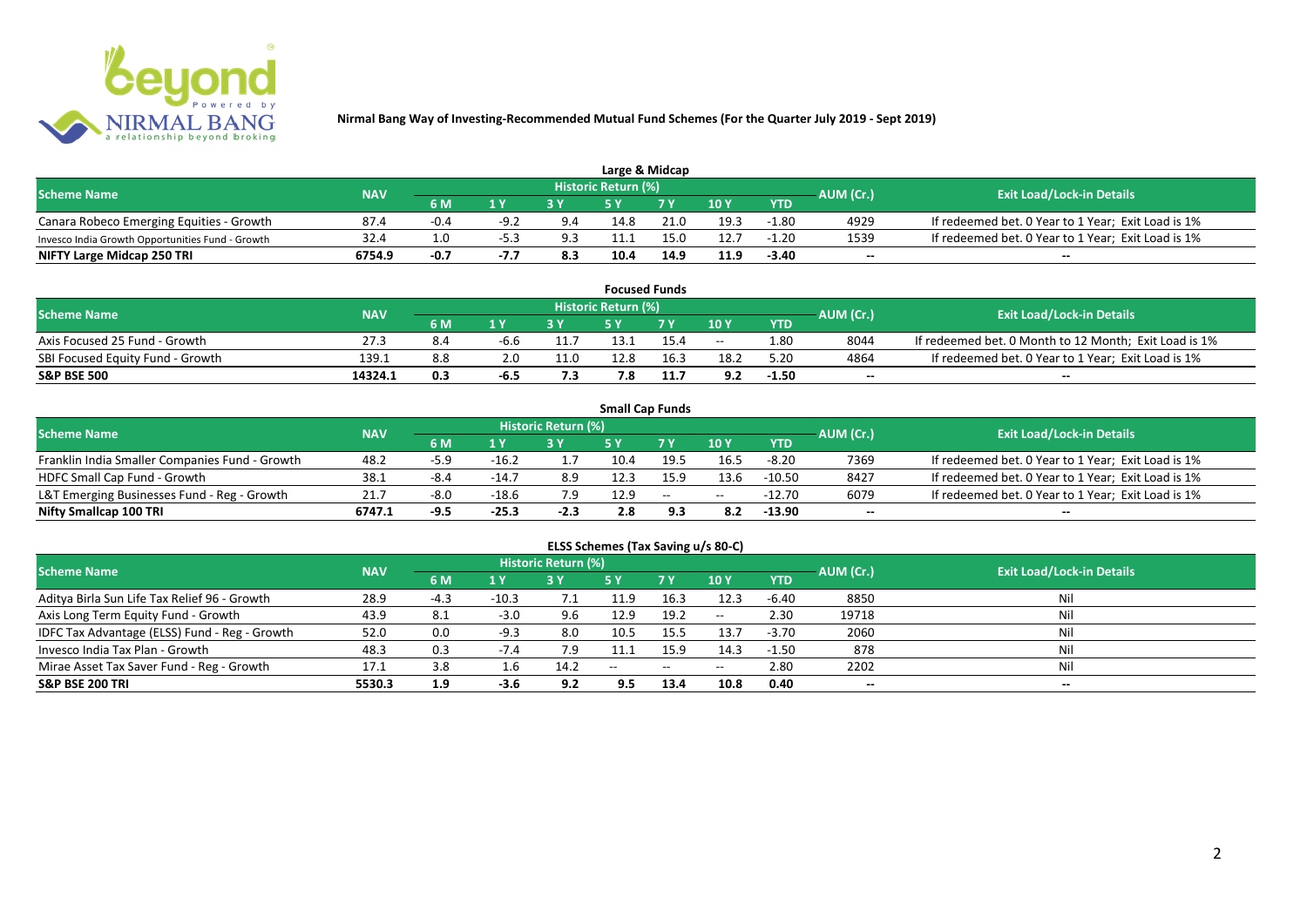## Nirmal Bang Way of Investing-Recommended Mutual Fund Schemes (For the Quarter July 2019 - Sept 2019)

### Large & Midcap

| Scheme Name | NAV | Historic Return (%) | | | | | | | AUM (Cr.) | Exit Load/Lock-in Details |
|---|---|---|---|---|---|---|---|---|---|---|
| | | 6 M | 1 Y | 3 Y | 5 Y | 7 Y | 10 Y | YTD | | |
| Canara Robeco Emerging Equities - Growth | 87.4 | -0.4 | -9.2 | 9.4 | 14.8 | 21.0 | 19.3 | -1.80 | 4929 | If redeemed bet. 0 Year to 1 Year; Exit Load is 1% |
| Invesco India Growth Opportunities Fund - Growth | 32.4 | 1.0 | -5.3 | 9.3 | 11.1 | 15.0 | 12.7 | -1.20 | 1539 | If redeemed bet. 0 Year to 1 Year; Exit Load is 1% |
| **NIFTY Large Midcap 250 TRI** | **6754.9** | **-0.7** | **-7.7** | **8.3** | **10.4** | **14.9** | **11.9** | **-3.40** | -- | -- |

### Focused Funds

| Scheme Name | NAV | Historic Return (%) | | | | | | | AUM (Cr.) | Exit Load/Lock-in Details |
|---|---|---|---|---|---|---|---|---|---|---|
| | | 6 M | 1 Y | 3 Y | 5 Y | 7 Y | 10 Y | YTD | | |
| Axis Focused 25 Fund - Growth | 27.3 | 8.4 | -6.6 | 11.7 | 13.1 | 15.4 | -- | 1.80 | 8044 | If redeemed bet. 0 Month to 12 Month; Exit Load is 1% |
| SBI Focused Equity Fund - Growth | 139.1 | 8.8 | 2.0 | 11.0 | 12.8 | 16.3 | 18.2 | 5.20 | 4864 | If redeemed bet. 0 Year to 1 Year; Exit Load is 1% |
| **S&P BSE 500** | **14324.1** | **0.3** | **-6.5** | **7.3** | **7.8** | **11.7** | **9.2** | **-1.50** | -- | -- |

### Small Cap Funds

| Scheme Name | NAV | Historic Return (%) | | | | | | | AUM (Cr.) | Exit Load/Lock-in Details |
|---|---|---|---|---|---|---|---|---|---|---|
| | | 6 M | 1 Y | 3 Y | 5 Y | 7 Y | 10 Y | YTD | | |
| Franklin India Smaller Companies Fund - Growth | 48.2 | -5.9 | -16.2 | 1.7 | 10.4 | 19.5 | 16.5 | -8.20 | 7369 | If redeemed bet. 0 Year to 1 Year; Exit Load is 1% |
| HDFC Small Cap Fund - Growth | 38.1 | -8.4 | -14.7 | 8.9 | 12.3 | 15.9 | 13.6 | -10.50 | 8427 | If redeemed bet. 0 Year to 1 Year; Exit Load is 1% |
| L&T Emerging Businesses Fund - Reg - Growth | 21.7 | -8.0 | -18.6 | 7.9 | 12.9 | -- | -- | -12.70 | 6079 | If redeemed bet. 0 Year to 1 Year; Exit Load is 1% |
| **Nifty Smallcap 100 TRI** | **6747.1** | **-9.5** | **-25.3** | **-2.3** | **2.8** | **9.3** | **8.2** | **-13.90** | -- | -- |

### ELSS Schemes (Tax Saving u/s 80-C)

| Scheme Name | NAV | Historic Return (%) | | | | | | | AUM (Cr.) | Exit Load/Lock-in Details |
|---|---|---|---|---|---|---|---|---|---|---|
| | | 6 M | 1 Y | 3 Y | 5 Y | 7 Y | 10 Y | YTD | | |
| Aditya Birla Sun Life Tax Relief 96 - Growth | 28.9 | -4.3 | -10.3 | 7.1 | 11.9 | 16.3 | 12.3 | -6.40 | 8850 | Nil |
| Axis Long Term Equity Fund - Growth | 43.9 | 8.1 | -3.0 | 9.6 | 12.9 | 19.2 | -- | 2.30 | 19718 | Nil |
| IDFC Tax Advantage (ELSS) Fund - Reg - Growth | 52.0 | 0.0 | -9.3 | 8.0 | 10.5 | 15.5 | 13.7 | -3.70 | 2060 | Nil |
| Invesco India Tax Plan - Growth | 48.3 | 0.3 | -7.4 | 7.9 | 11.1 | 15.9 | 14.3 | -1.50 | 878 | Nil |
| Mirae Asset Tax Saver Fund - Reg - Growth | 17.1 | 3.8 | 1.6 | 14.2 | -- | -- | -- | 2.80 | 2202 | Nil |
| **S&P BSE 200 TRI** | **5530.3** | **1.9** | **-3.6** | **9.2** | **9.5** | **13.4** | **10.8** | **0.40** | -- | -- |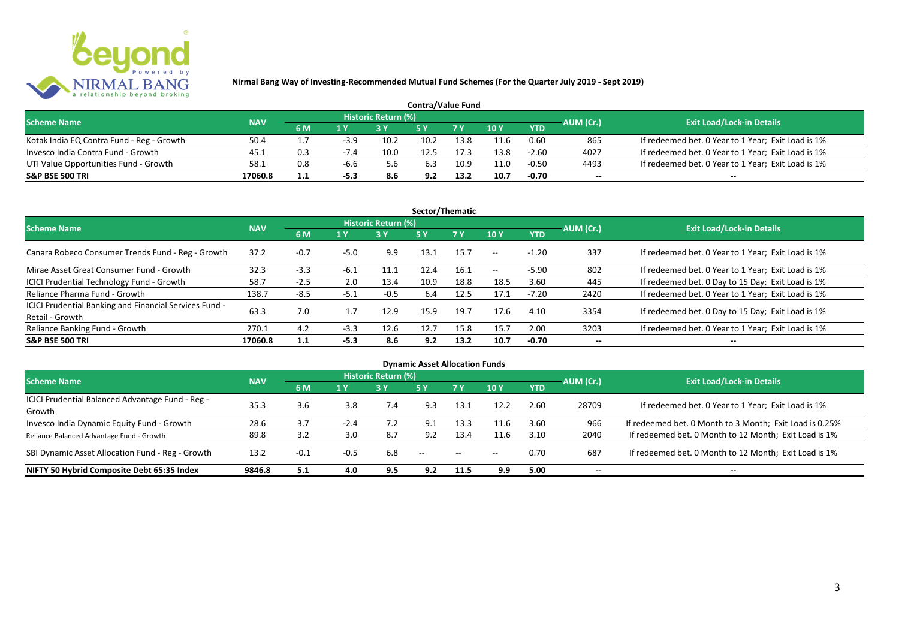**Nirmal Bang Way of Investing-Recommended Mutual Fund Schemes (For the Quarter July 2019 - Sept 2019)**

## Contra/Value Fund

| Scheme Name | NAV | Historic Return (%) | | | | | | | AUM (Cr.) | Exit Load/Lock-in Details |
|---|---|---|---|---|---|---|---|---|---|---|
| | | 6 M | 1 Y | 3 Y | 5 Y | 7 Y | 10 Y | YTD | | |
| Kotak India EQ Contra Fund - Reg - Growth | 50.4 | 1.7 | -3.9 | 10.2 | 10.2 | 13.8 | 11.6 | 0.60 | 865 | If redeemed bet. 0 Year to 1 Year; Exit Load is 1% |
| Invesco India Contra Fund - Growth | 45.1 | 0.3 | -7.4 | 10.0 | 12.5 | 17.3 | 13.8 | -2.60 | 4027 | If redeemed bet. 0 Year to 1 Year; Exit Load is 1% |
| UTI Value Opportunities Fund - Growth | 58.1 | 0.8 | -6.6 | 5.6 | 6.3 | 10.9 | 11.0 | -0.50 | 4493 | If redeemed bet. 0 Year to 1 Year; Exit Load is 1% |
| **S&P BSE 500 TRI** | **17060.8** | **1.1** | **-5.3** | **8.6** | **9.2** | **13.2** | **10.7** | **-0.70** | -- | -- |

## Sector/Thematic

| Scheme Name | NAV | Historic Return (%) | | | | | | | AUM (Cr.) | Exit Load/Lock-in Details |
|---|---|---|---|---|---|---|---|---|---|---|
| | | 6 M | 1 Y | 3 Y | 5 Y | 7 Y | 10 Y | YTD | | |
| Canara Robeco Consumer Trends Fund - Reg - Growth | 37.2 | -0.7 | -5.0 | 9.9 | 13.1 | 15.7 | -- | -1.20 | 337 | If redeemed bet. 0 Year to 1 Year; Exit Load is 1% |
| Mirae Asset Great Consumer Fund - Growth | 32.3 | -3.3 | -6.1 | 11.1 | 12.4 | 16.1 | -- | -5.90 | 802 | If redeemed bet. 0 Year to 1 Year; Exit Load is 1% |
| ICICI Prudential Technology Fund - Growth | 58.7 | -2.5 | 2.0 | 13.4 | 10.9 | 18.8 | 18.5 | 3.60 | 445 | If redeemed bet. 0 Day to 15 Day; Exit Load is 1% |
| Reliance Pharma Fund - Growth | 138.7 | -8.5 | -5.1 | -0.5 | 6.4 | 12.5 | 17.1 | -7.20 | 2420 | If redeemed bet. 0 Year to 1 Year; Exit Load is 1% |
| ICICI Prudential Banking and Financial Services Fund - Retail - Growth | 63.3 | 7.0 | 1.7 | 12.9 | 15.9 | 19.7 | 17.6 | 4.10 | 3354 | If redeemed bet. 0 Day to 15 Day; Exit Load is 1% |
| Reliance Banking Fund - Growth | 270.1 | 4.2 | -3.3 | 12.6 | 12.7 | 15.8 | 15.7 | 2.00 | 3203 | If redeemed bet. 0 Year to 1 Year; Exit Load is 1% |
| **S&P BSE 500 TRI** | **17060.8** | **1.1** | **-5.3** | **8.6** | **9.2** | **13.2** | **10.7** | **-0.70** | -- | -- |

## Dynamic Asset Allocation Funds

| Scheme Name | NAV | Historic Return (%) | | | | | | | AUM (Cr.) | Exit Load/Lock-in Details |
|---|---|---|---|---|---|---|---|---|---|---|
| | | 6 M | 1 Y | 3 Y | 5 Y | 7 Y | 10 Y | YTD | | |
| ICICI Prudential Balanced Advantage Fund - Reg - Growth | 35.3 | 3.6 | 3.8 | 7.4 | 9.3 | 13.1 | 12.2 | 2.60 | 28709 | If redeemed bet. 0 Year to 1 Year; Exit Load is 1% |
| Invesco India Dynamic Equity Fund - Growth | 28.6 | 3.7 | -2.4 | 7.2 | 9.1 | 13.3 | 11.6 | 3.60 | 966 | If redeemed bet. 0 Month to 3 Month; Exit Load is 0.25% |
| Reliance Balanced Advantage Fund - Growth | 89.8 | 3.2 | 3.0 | 8.7 | 9.2 | 13.4 | 11.6 | 3.10 | 2040 | If redeemed bet. 0 Month to 12 Month; Exit Load is 1% |
| SBI Dynamic Asset Allocation Fund - Reg - Growth | 13.2 | -0.1 | -0.5 | 6.8 | -- | -- | -- | 0.70 | 687 | If redeemed bet. 0 Month to 12 Month; Exit Load is 1% |
| **NIFTY 50 Hybrid Composite Debt 65:35 Index** | **9846.8** | **5.1** | **4.0** | **9.5** | **9.2** | **11.5** | **9.9** | **5.00** | -- | -- |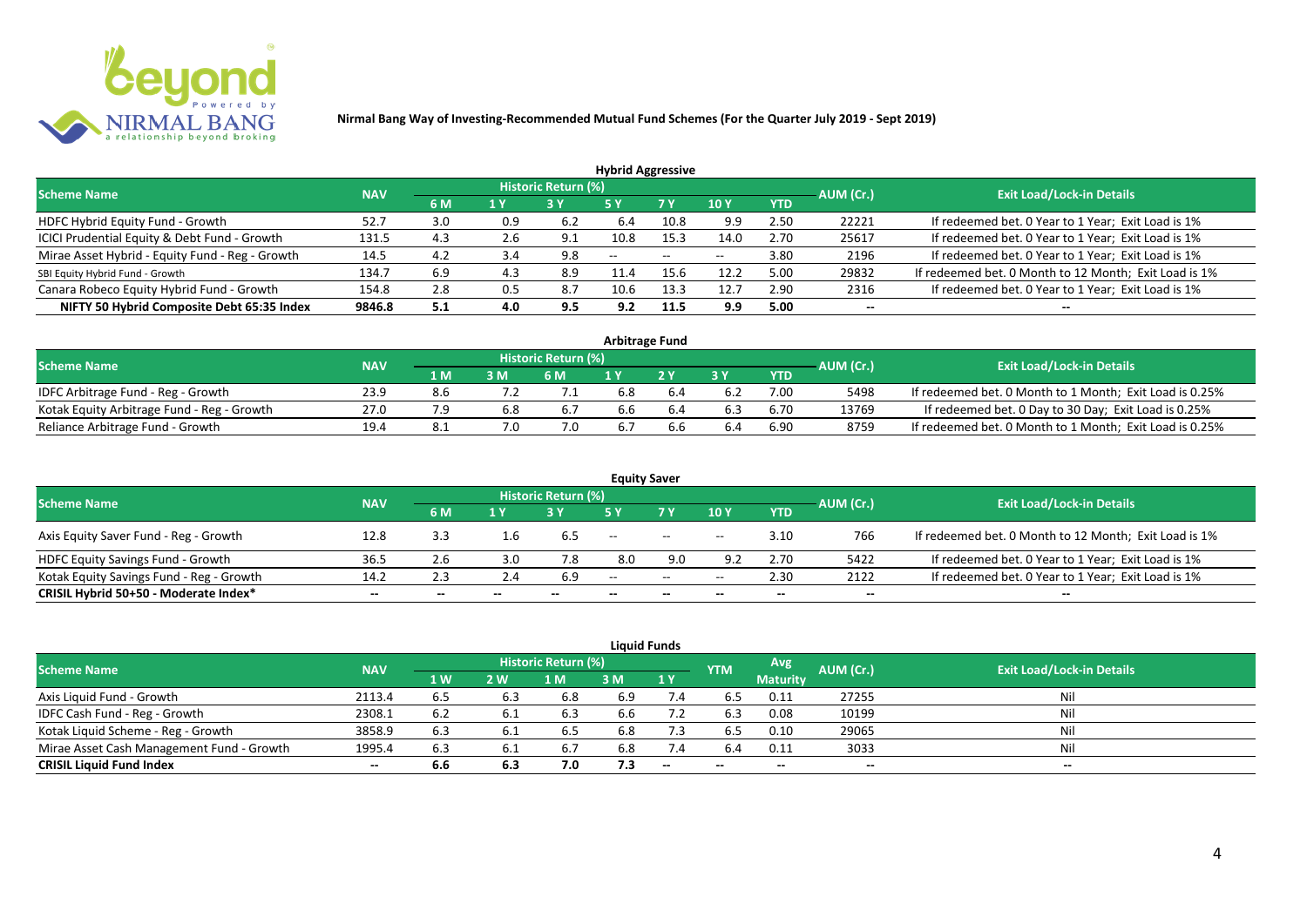**Nirmal Bang Way of Investing-Recommended Mutual Fund Schemes (For the Quarter July 2019 - Sept 2019)**

## Hybrid Aggressive

| Scheme Name | NAV | Historic Return (%) | | | | | | | AUM (Cr.) | Exit Load/Lock-in Details |
|---|---|---|---|---|---|---|---|---|---|---|
| | | 6 M | 1 Y | 3 Y | 5 Y | 7 Y | 10 Y | YTD | | |
| HDFC Hybrid Equity Fund - Growth | 52.7 | 3.0 | 0.9 | 6.2 | 6.4 | 10.8 | 9.9 | 2.50 | 22221 | If redeemed bet. 0 Year to 1 Year; Exit Load is 1% |
| ICICI Prudential Equity & Debt Fund - Growth | 131.5 | 4.3 | 2.6 | 9.1 | 10.8 | 15.3 | 14.0 | 2.70 | 25617 | If redeemed bet. 0 Year to 1 Year; Exit Load is 1% |
| Mirae Asset Hybrid - Equity Fund - Reg - Growth | 14.5 | 4.2 | 3.4 | 9.8 | -- | -- | -- | 3.80 | 2196 | If redeemed bet. 0 Year to 1 Year; Exit Load is 1% |
| SBI Equity Hybrid Fund - Growth | 134.7 | 6.9 | 4.3 | 8.9 | 11.4 | 15.6 | 12.2 | 5.00 | 29832 | If redeemed bet. 0 Month to 12 Month; Exit Load is 1% |
| Canara Robeco Equity Hybrid Fund - Growth | 154.8 | 2.8 | 0.5 | 8.7 | 10.6 | 13.3 | 12.7 | 2.90 | 2316 | If redeemed bet. 0 Year to 1 Year; Exit Load is 1% |
| **NIFTY 50 Hybrid Composite Debt 65:35 Index** | **9846.8** | **5.1** | **4.0** | **9.5** | **9.2** | **11.5** | **9.9** | **5.00** | **--** | **--** |

## Arbitrage Fund

| Scheme Name | NAV | Historic Return (%) | | | | | | | AUM (Cr.) | Exit Load/Lock-in Details |
|---|---|---|---|---|---|---|---|---|---|---|
| | | 1 M | 3 M | 6 M | 1 Y | 2 Y | 3 Y | YTD | | |
| IDFC Arbitrage Fund - Reg - Growth | 23.9 | 8.6 | 7.2 | 7.1 | 6.8 | 6.4 | 6.2 | 7.00 | 5498 | If redeemed bet. 0 Month to 1 Month; Exit Load is 0.25% |
| Kotak Equity Arbitrage Fund - Reg - Growth | 27.0 | 7.9 | 6.8 | 6.7 | 6.6 | 6.4 | 6.3 | 6.70 | 13769 | If redeemed bet. 0 Day to 30 Day; Exit Load is 0.25% |
| Reliance Arbitrage Fund - Growth | 19.4 | 8.1 | 7.0 | 7.0 | 6.7 | 6.6 | 6.4 | 6.90 | 8759 | If redeemed bet. 0 Month to 1 Month; Exit Load is 0.25% |

## Equity Saver

| Scheme Name | NAV | Historic Return (%) | | | | | | | AUM (Cr.) | Exit Load/Lock-in Details |
|---|---|---|---|---|---|---|---|---|---|---|
| | | 6 M | 1 Y | 3 Y | 5 Y | 7 Y | 10 Y | YTD | | |
| Axis Equity Saver Fund - Reg - Growth | 12.8 | 3.3 | 1.6 | 6.5 | -- | -- | -- | 3.10 | 766 | If redeemed bet. 0 Month to 12 Month; Exit Load is 1% |
| HDFC Equity Savings Fund - Growth | 36.5 | 2.6 | 3.0 | 7.8 | 8.0 | 9.0 | 9.2 | 2.70 | 5422 | If redeemed bet. 0 Year to 1 Year; Exit Load is 1% |
| Kotak Equity Savings Fund - Reg - Growth | 14.2 | 2.3 | 2.4 | 6.9 | -- | -- | -- | 2.30 | 2122 | If redeemed bet. 0 Year to 1 Year; Exit Load is 1% |
| **CRISIL Hybrid 50+50 - Moderate Index*** | **--** | **--** | **--** | **--** | **--** | **--** | **--** | **--** | **--** | **--** |

## Liquid Funds

| Scheme Name | NAV | Historic Return (%) | | | | | YTM | Avg Maturity | AUM (Cr.) | Exit Load/Lock-in Details |
|---|---|---|---|---|---|---|---|---|---|---|
| | | 1 W | 2 W | 1 M | 3 M | 1 Y | | | | |
| Axis Liquid Fund - Growth | 2113.4 | 6.5 | 6.3 | 6.8 | 6.9 | 7.4 | 6.5 | 0.11 | 27255 | Nil |
| IDFC Cash Fund - Reg - Growth | 2308.1 | 6.2 | 6.1 | 6.3 | 6.6 | 7.2 | 6.3 | 0.08 | 10199 | Nil |
| Kotak Liquid Scheme - Reg - Growth | 3858.9 | 6.3 | 6.1 | 6.5 | 6.8 | 7.3 | 6.5 | 0.10 | 29065 | Nil |
| Mirae Asset Cash Management Fund - Growth | 1995.4 | 6.3 | 6.1 | 6.7 | 6.8 | 7.4 | 6.4 | 0.11 | 3033 | Nil |
| **CRISIL Liquid Fund Index** | **--** | **6.6** | **6.3** | **7.0** | **7.3** | **--** | **--** | **--** | **--** | **--** |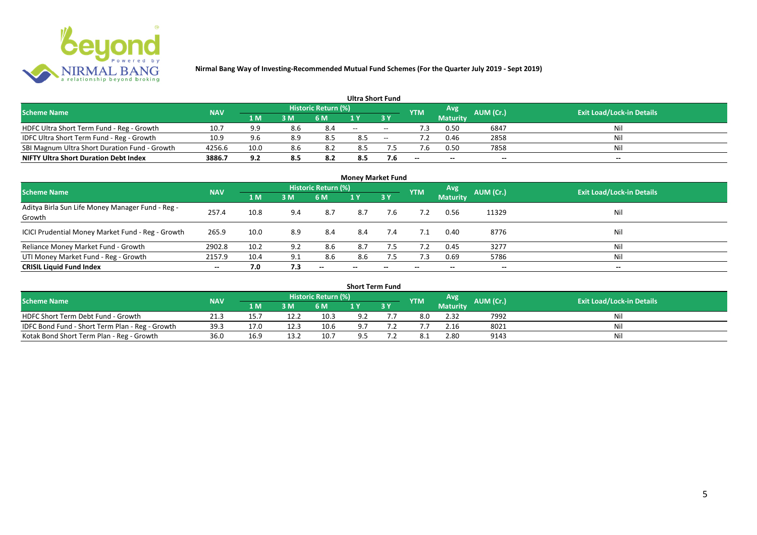Nirmal Bang Way of Investing-Recommended Mutual Fund Schemes (For the Quarter July 2019 - Sept 2019)

## Ultra Short Fund

| Scheme Name | NAV | Historic Return (%) | | | | | YTM | Avg Maturity | AUM (Cr.) | Exit Load/Lock-in Details |
|---|---|---|---|---|---|---|---|---|---|---|
| | | 1 M | 3 M | 6 M | 1 Y | 3 Y | | | | |
| HDFC Ultra Short Term Fund - Reg - Growth | 10.7 | 9.9 | 8.6 | 8.4 | -- | -- | 7.3 | 0.50 | 6847 | Nil |
| IDFC Ultra Short Term Fund - Reg - Growth | 10.9 | 9.6 | 8.9 | 8.5 | 8.5 | -- | 7.2 | 0.46 | 2858 | Nil |
| SBI Magnum Ultra Short Duration Fund - Growth | 4256.6 | 10.0 | 8.6 | 8.2 | 8.5 | 7.5 | 7.6 | 0.50 | 7858 | Nil |
| **NIFTY Ultra Short Duration Debt Index** | **3886.7** | **9.2** | **8.5** | **8.2** | **8.5** | **7.6** | **--** | **--** | **--** | **--** |

## Money Market Fund

| Scheme Name | NAV | Historic Return (%) | | | | | YTM | Avg Maturity | AUM (Cr.) | Exit Load/Lock-in Details |
|---|---|---|---|---|---|---|---|---|---|---|
| | | 1 M | 3 M | 6 M | 1 Y | 3 Y | | | | |
| Aditya Birla Sun Life Money Manager Fund - Reg - Growth | 257.4 | 10.8 | 9.4 | 8.7 | 8.7 | 7.6 | 7.2 | 0.56 | 11329 | Nil |
| ICICI Prudential Money Market Fund - Reg - Growth | 265.9 | 10.0 | 8.9 | 8.4 | 8.4 | 7.4 | 7.1 | 0.40 | 8776 | Nil |
| Reliance Money Market Fund - Growth | 2902.8 | 10.2 | 9.2 | 8.6 | 8.7 | 7.5 | 7.2 | 0.45 | 3277 | Nil |
| UTI Money Market Fund - Reg - Growth | 2157.9 | 10.4 | 9.1 | 8.6 | 8.6 | 7.5 | 7.3 | 0.69 | 5786 | Nil |
| **CRISIL Liquid Fund Index** | **--** | **7.0** | **7.3** | **--** | **--** | **--** | **--** | **--** | **--** | **--** |

## Short Term Fund

| Scheme Name | NAV | Historic Return (%) | | | | | YTM | Avg Maturity | AUM (Cr.) | Exit Load/Lock-in Details |
|---|---|---|---|---|---|---|---|---|---|---|
| | | 1 M | 3 M | 6 M | 1 Y | 3 Y | | | | |
| HDFC Short Term Debt Fund - Growth | 21.3 | 15.7 | 12.2 | 10.3 | 9.2 | 7.7 | 8.0 | 2.32 | 7992 | Nil |
| IDFC Bond Fund - Short Term Plan - Reg - Growth | 39.3 | 17.0 | 12.3 | 10.6 | 9.7 | 7.2 | 7.7 | 2.16 | 8021 | Nil |
| Kotak Bond Short Term Plan - Reg - Growth | 36.0 | 16.9 | 13.2 | 10.7 | 9.5 | 7.2 | 8.1 | 2.80 | 9143 | Nil |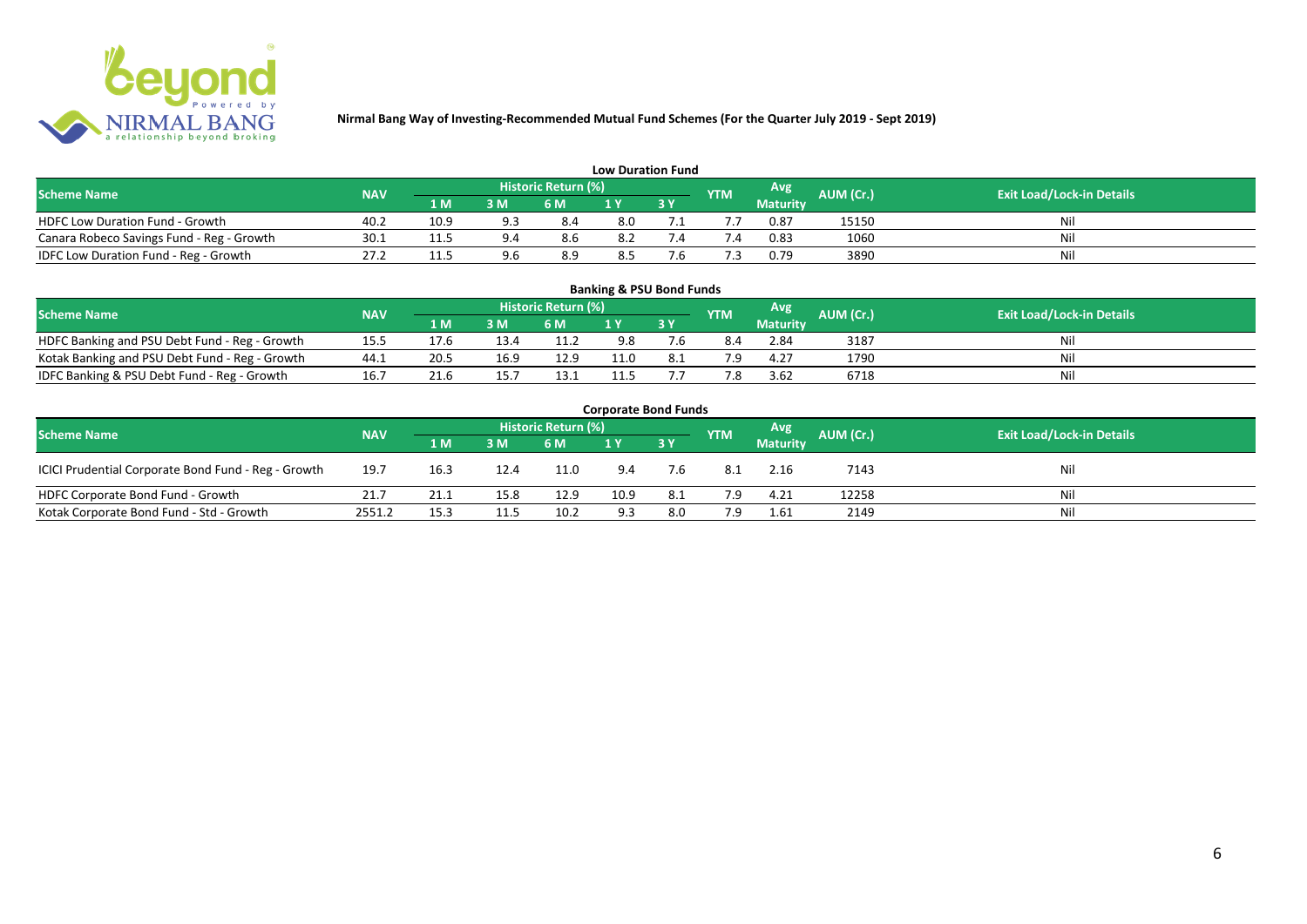Nirmal Bang Way of Investing-Recommended Mutual Fund Schemes (For the Quarter July 2019 - Sept 2019)

## Low Duration Fund

| Scheme Name | NAV | Historic Return (%) | | | | | YTM | Avg Maturity | AUM (Cr.) | Exit Load/Lock-in Details |
|---|---|---|---|---|---|---|---|---|---|---|
| | | 1 M | 3 M | 6 M | 1 Y | 3 Y | | | | |
| HDFC Low Duration Fund - Growth | 40.2 | 10.9 | 9.3 | 8.4 | 8.0 | 7.1 | 7.7 | 0.87 | 15150 | Nil |
| Canara Robeco Savings Fund - Reg - Growth | 30.1 | 11.5 | 9.4 | 8.6 | 8.2 | 7.4 | 7.4 | 0.83 | 1060 | Nil |
| IDFC Low Duration Fund - Reg - Growth | 27.2 | 11.5 | 9.6 | 8.9 | 8.5 | 7.6 | 7.3 | 0.79 | 3890 | Nil |

## Banking & PSU Bond Funds

| Scheme Name | NAV | Historic Return (%) | | | | | YTM | Avg Maturity | AUM (Cr.) | Exit Load/Lock-in Details |
|---|---|---|---|---|---|---|---|---|---|---|
| | | 1 M | 3 M | 6 M | 1 Y | 3 Y | | | | |
| HDFC Banking and PSU Debt Fund - Reg - Growth | 15.5 | 17.6 | 13.4 | 11.2 | 9.8 | 7.6 | 8.4 | 2.84 | 3187 | Nil |
| Kotak Banking and PSU Debt Fund - Reg - Growth | 44.1 | 20.5 | 16.9 | 12.9 | 11.0 | 8.1 | 7.9 | 4.27 | 1790 | Nil |
| IDFC Banking & PSU Debt Fund - Reg - Growth | 16.7 | 21.6 | 15.7 | 13.1 | 11.5 | 7.7 | 7.8 | 3.62 | 6718 | Nil |

## Corporate Bond Funds

| Scheme Name | NAV | Historic Return (%) | | | | | YTM | Avg Maturity | AUM (Cr.) | Exit Load/Lock-in Details |
|---|---|---|---|---|---|---|---|---|---|---|
| | | 1 M | 3 M | 6 M | 1 Y | 3 Y | | | | |
| ICICI Prudential Corporate Bond Fund - Reg - Growth | 19.7 | 16.3 | 12.4 | 11.0 | 9.4 | 7.6 | 8.1 | 2.16 | 7143 | Nil |
| HDFC Corporate Bond Fund - Growth | 21.7 | 21.1 | 15.8 | 12.9 | 10.9 | 8.1 | 7.9 | 4.21 | 12258 | Nil |
| Kotak Corporate Bond Fund - Std - Growth | 2551.2 | 15.3 | 11.5 | 10.2 | 9.3 | 8.0 | 7.9 | 1.61 | 2149 | Nil |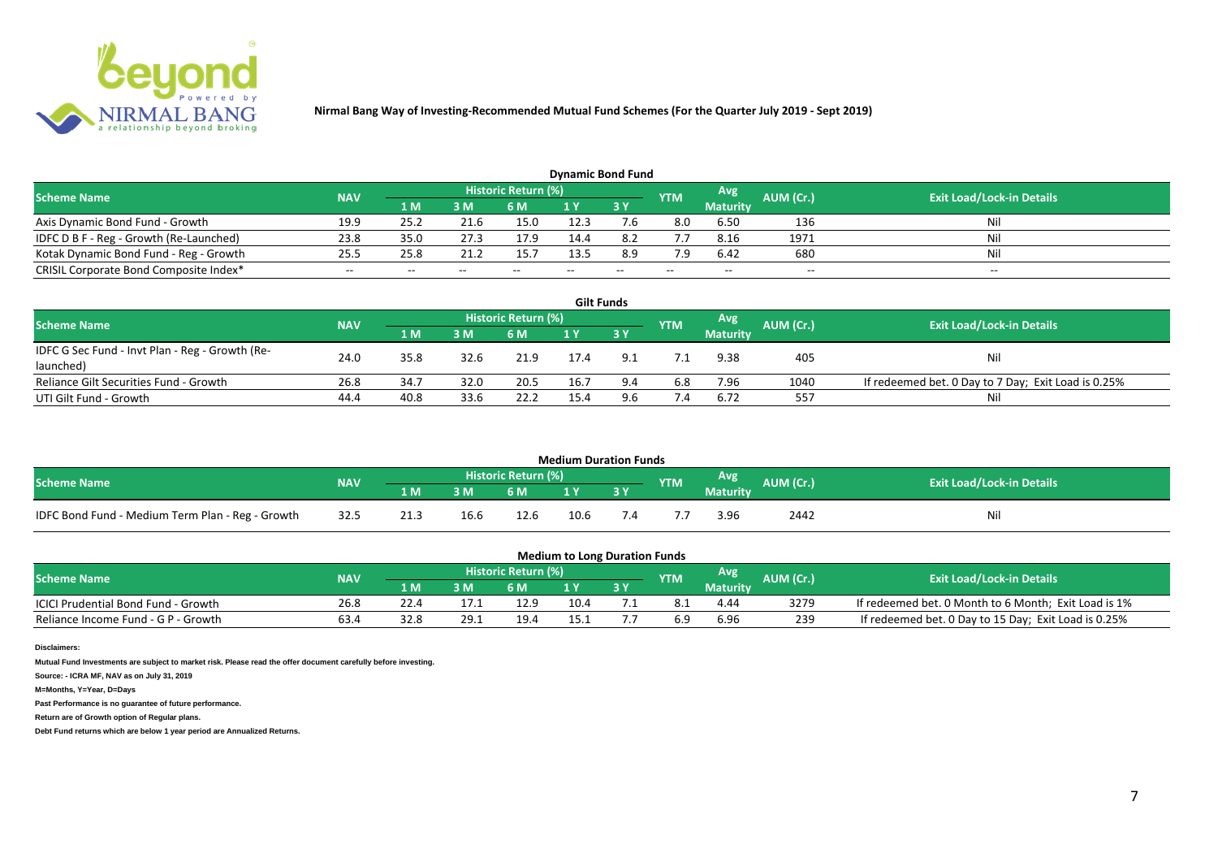Nirmal Bang Way of Investing-Recommended Mutual Fund Schemes (For the Quarter July 2019 - Sept 2019)

## Dynamic Bond Fund

| Scheme Name | NAV | Historic Return (%) | | | | | YTM | Avg Maturity | AUM (Cr.) | Exit Load/Lock-in Details |
|---|---|---|---|---|---|---|---|---|---|---|
| | | 1 M | 3 M | 6 M | 1 Y | 3 Y | | | | |
| Axis Dynamic Bond Fund - Growth | 19.9 | 25.2 | 21.6 | 15.0 | 12.3 | 7.6 | 8.0 | 6.50 | 136 | Nil |
| IDFC D B F - Reg - Growth (Re-Launched) | 23.8 | 35.0 | 27.3 | 17.9 | 14.4 | 8.2 | 7.7 | 8.16 | 1971 | Nil |
| Kotak Dynamic Bond Fund - Reg - Growth | 25.5 | 25.8 | 21.2 | 15.7 | 13.5 | 8.9 | 7.9 | 6.42 | 680 | Nil |
| CRISIL Corporate Bond Composite Index* | -- | -- | -- | -- | -- | -- | -- | -- | -- | -- |

## Gilt Funds

| Scheme Name | NAV | Historic Return (%) | | | | | YTM | Avg Maturity | AUM (Cr.) | Exit Load/Lock-in Details |
|---|---|---|---|---|---|---|---|---|---|---|
| | | 1 M | 3 M | 6 M | 1 Y | 3 Y | | | | |
| IDFC G Sec Fund - Invt Plan - Reg - Growth (Re-launched) | 24.0 | 35.8 | 32.6 | 21.9 | 17.4 | 9.1 | 7.1 | 9.38 | 405 | Nil |
| Reliance Gilt Securities Fund - Growth | 26.8 | 34.7 | 32.0 | 20.5 | 16.7 | 9.4 | 6.8 | 7.96 | 1040 | If redeemed bet. 0 Day to 7 Day; Exit Load is 0.25% |
| UTI Gilt Fund - Growth | 44.4 | 40.8 | 33.6 | 22.2 | 15.4 | 9.6 | 7.4 | 6.72 | 557 | Nil |

## Medium Duration Funds

| Scheme Name | NAV | Historic Return (%) | | | | | YTM | Avg Maturity | AUM (Cr.) | Exit Load/Lock-in Details |
|---|---|---|---|---|---|---|---|---|---|---|
| | | 1 M | 3 M | 6 M | 1 Y | 3 Y | | | | |
| IDFC Bond Fund - Medium Term Plan - Reg - Growth | 32.5 | 21.3 | 16.6 | 12.6 | 10.6 | 7.4 | 7.7 | 3.96 | 2442 | Nil |

## Medium to Long Duration Funds

| Scheme Name | NAV | Historic Return (%) | | | | | YTM | Avg Maturity | AUM (Cr.) | Exit Load/Lock-in Details |
|---|---|---|---|---|---|---|---|---|---|---|
| | | 1 M | 3 M | 6 M | 1 Y | 3 Y | | | | |
| ICICI Prudential Bond Fund - Growth | 26.8 | 22.4 | 17.1 | 12.9 | 10.4 | 7.1 | 8.1 | 4.44 | 3279 | If redeemed bet. 0 Month to 6 Month; Exit Load is 1% |
| Reliance Income Fund - G P - Growth | 63.4 | 32.8 | 29.1 | 19.4 | 15.1 | 7.7 | 6.9 | 6.96 | 239 | If redeemed bet. 0 Day to 15 Day; Exit Load is 0.25% |

**Disclaimers:**

**Mutual Fund Investments are subject to market risk. Please read the offer document carefully before investing.**

**Source: - ICRA MF, NAV as on July 31, 2019**

**M=Months, Y=Year, D=Days**

**Past Performance is no guarantee of future performance.**

**Return are of Growth option of Regular plans.**

**Debt Fund returns which are below 1 year period are Annualized Returns.**